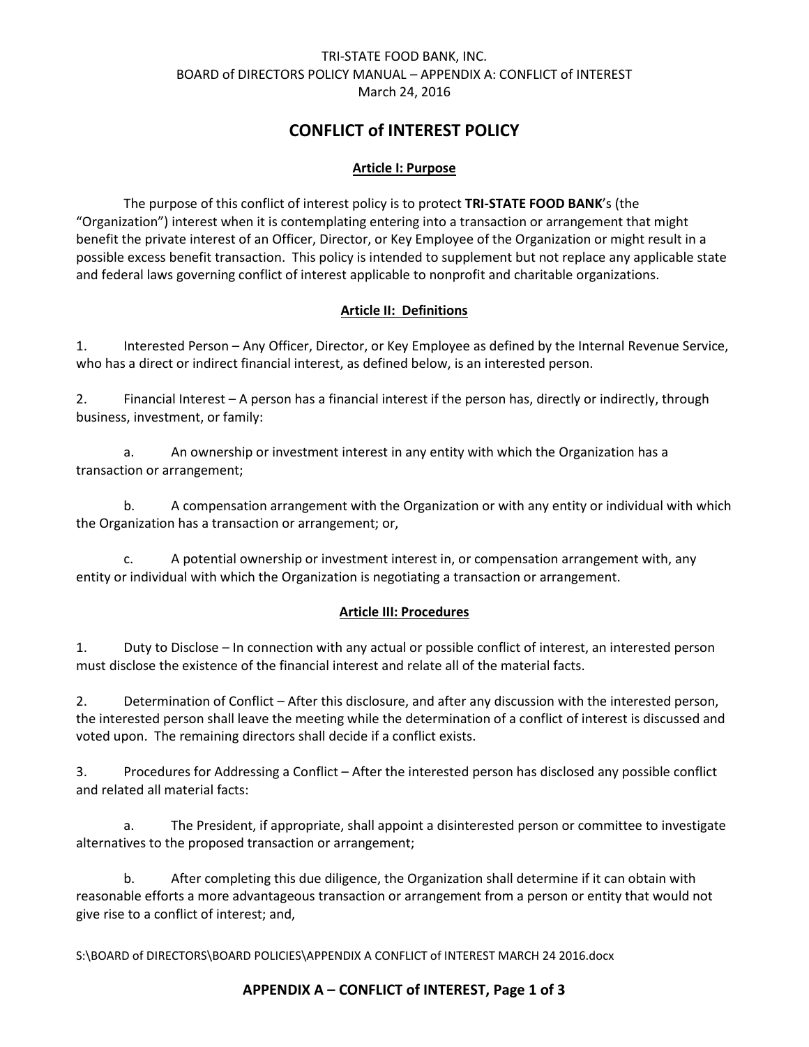TRI-STATE FOOD BANK, INC.
BOARD of DIRECTORS POLICY MANUAL – APPENDIX A: CONFLICT of INTEREST
March 24, 2016

# CONFLICT of INTEREST POLICY

## Article I: Purpose

The purpose of this conflict of interest policy is to protect **TRI-STATE FOOD BANK**'s (the "Organization") interest when it is contemplating entering into a transaction or arrangement that might benefit the private interest of an Officer, Director, or Key Employee of the Organization or might result in a possible excess benefit transaction. This policy is intended to supplement but not replace any applicable state and federal laws governing conflict of interest applicable to nonprofit and charitable organizations.

## Article II: Definitions

1. Interested Person – Any Officer, Director, or Key Employee as defined by the Internal Revenue Service, who has a direct or indirect financial interest, as defined below, is an interested person.

2. Financial Interest – A person has a financial interest if the person has, directly or indirectly, through business, investment, or family:

   a. An ownership or investment interest in any entity with which the Organization has a transaction or arrangement;

   b. A compensation arrangement with the Organization or with any entity or individual with which the Organization has a transaction or arrangement; or,

   c. A potential ownership or investment interest in, or compensation arrangement with, any entity or individual with which the Organization is negotiating a transaction or arrangement.

## Article III: Procedures

1. Duty to Disclose – In connection with any actual or possible conflict of interest, an interested person must disclose the existence of the financial interest and relate all of the material facts.

2. Determination of Conflict – After this disclosure, and after any discussion with the interested person, the interested person shall leave the meeting while the determination of a conflict of interest is discussed and voted upon. The remaining directors shall decide if a conflict exists.

3. Procedures for Addressing a Conflict – After the interested person has disclosed any possible conflict and related all material facts:

   a. The President, if appropriate, shall appoint a disinterested person or committee to investigate alternatives to the proposed transaction or arrangement;

   b. After completing this due diligence, the Organization shall determine if it can obtain with reasonable efforts a more advantageous transaction or arrangement from a person or entity that would not give rise to a conflict of interest; and,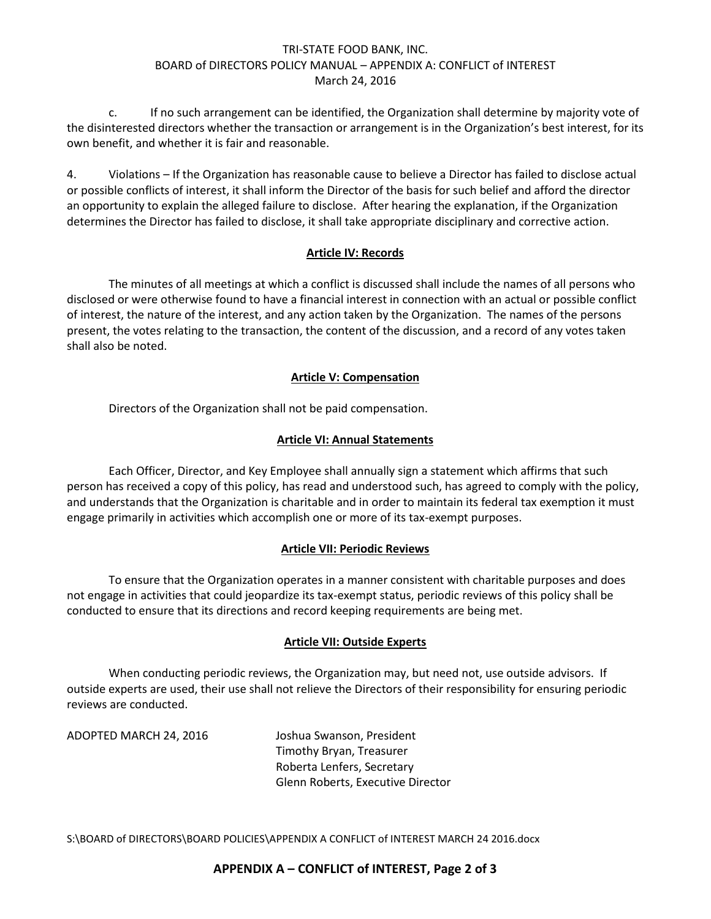c. If no such arrangement can be identified, the Organization shall determine by majority vote of the disinterested directors whether the transaction or arrangement is in the Organization's best interest, for its own benefit, and whether it is fair and reasonable.

4. Violations – If the Organization has reasonable cause to believe a Director has failed to disclose actual or possible conflicts of interest, it shall inform the Director of the basis for such belief and afford the director an opportunity to explain the alleged failure to disclose. After hearing the explanation, if the Organization determines the Director has failed to disclose, it shall take appropriate disciplinary and corrective action.

## Article IV: Records

The minutes of all meetings at which a conflict is discussed shall include the names of all persons who disclosed or were otherwise found to have a financial interest in connection with an actual or possible conflict of interest, the nature of the interest, and any action taken by the Organization. The names of the persons present, the votes relating to the transaction, the content of the discussion, and a record of any votes taken shall also be noted.

## Article V: Compensation

Directors of the Organization shall not be paid compensation.

## Article VI: Annual Statements

Each Officer, Director, and Key Employee shall annually sign a statement which affirms that such person has received a copy of this policy, has read and understood such, has agreed to comply with the policy, and understands that the Organization is charitable and in order to maintain its federal tax exemption it must engage primarily in activities which accomplish one or more of its tax-exempt purposes.

## Article VII: Periodic Reviews

To ensure that the Organization operates in a manner consistent with charitable purposes and does not engage in activities that could jeopardize its tax-exempt status, periodic reviews of this policy shall be conducted to ensure that its directions and record keeping requirements are being met.

## Article VII: Outside Experts

When conducting periodic reviews, the Organization may, but need not, use outside advisors. If outside experts are used, their use shall not relieve the Directors of their responsibility for ensuring periodic reviews are conducted.

ADOPTED MARCH 24, 2016

Joshua Swanson, President
Timothy Bryan, Treasurer
Roberta Lenfers, Secretary
Glenn Roberts, Executive Director

S:\BOARD of DIRECTORS\BOARD POLICIES\APPENDIX A CONFLICT of INTEREST MARCH 24 2016.docx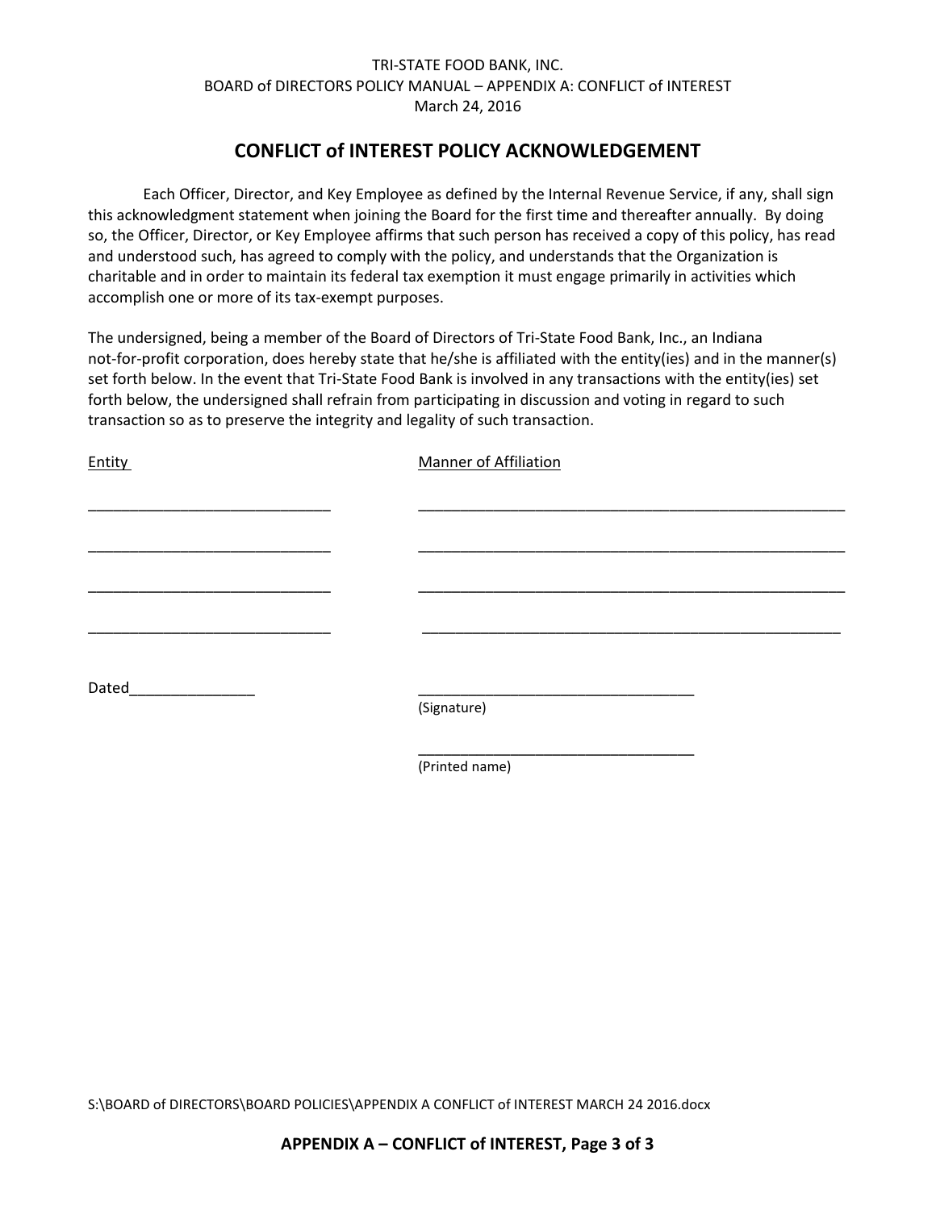TRI-STATE FOOD BANK, INC.
BOARD of DIRECTORS POLICY MANUAL – APPENDIX A: CONFLICT of INTEREST
March 24, 2016

## CONFLICT of INTEREST POLICY ACKNOWLEDGEMENT

Each Officer, Director, and Key Employee as defined by the Internal Revenue Service, if any, shall sign this acknowledgment statement when joining the Board for the first time and thereafter annually. By doing so, the Officer, Director, or Key Employee affirms that such person has received a copy of this policy, has read and understood such, has agreed to comply with the policy, and understands that the Organization is charitable and in order to maintain its federal tax exemption it must engage primarily in activities which accomplish one or more of its tax-exempt purposes.

The undersigned, being a member of the Board of Directors of Tri-State Food Bank, Inc., an Indiana not-for-profit corporation, does hereby state that he/she is affiliated with the entity(ies) and in the manner(s) set forth below. In the event that Tri-State Food Bank is involved in any transactions with the entity(ies) set forth below, the undersigned shall refrain from participating in discussion and voting in regard to such transaction so as to preserve the integrity and legality of such transaction.

| Entity | Manner of Affiliation |
| --- | --- |
| ____________________________ | ____________________________________________________ |
| ____________________________ | ____________________________________________________ |
| ____________________________ | ____________________________________________________ |
| ____________________________ | ____________________________________________________ |

Dated_______________

__________________________________
(Signature)

__________________________________
(Printed name)

S:\BOARD of DIRECTORS\BOARD POLICIES\APPENDIX A CONFLICT of INTEREST MARCH 24 2016.docx